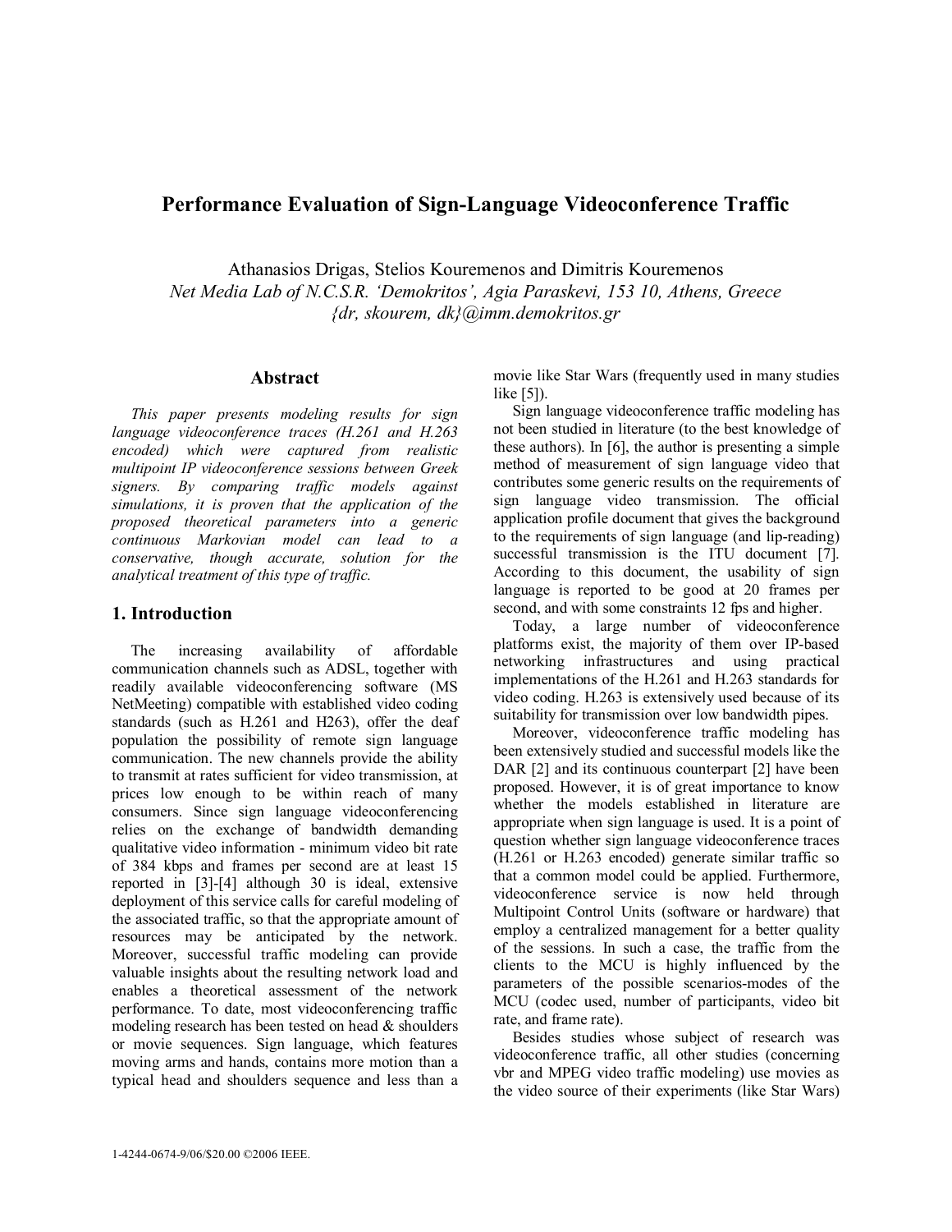# Performance Evaluation of Sign-Language Videoconference Traffic

Athanasios Drigas, Stelios Kouremenos and Dimitris Kouremenos
*Net Media Lab of N.C.S.R. 'Demokritos', Agia Paraskevi, 153 10, Athens, Greece*
*{dr, skourem, dk}@imm.demokritos.gr*

## Abstract

*This paper presents modeling results for sign language videoconference traces (H.261 and H.263 encoded) which were captured from realistic multipoint IP videoconference sessions between Greek signers. By comparing traffic models against simulations, it is proven that the application of the proposed theoretical parameters into a generic continuous Markovian model can lead to a conservative, though accurate, solution for the analytical treatment of this type of traffic.*

## 1. Introduction

The increasing availability of affordable communication channels such as ADSL, together with readily available videoconferencing software (MS NetMeeting) compatible with established video coding standards (such as H.261 and H263), offer the deaf population the possibility of remote sign language communication. The new channels provide the ability to transmit at rates sufficient for video transmission, at prices low enough to be within reach of many consumers. Since sign language videoconferencing relies on the exchange of bandwidth demanding qualitative video information - minimum video bit rate of 384 kbps and frames per second are at least 15 reported in [3]-[4] although 30 is ideal, extensive deployment of this service calls for careful modeling of the associated traffic, so that the appropriate amount of resources may be anticipated by the network. Moreover, successful traffic modeling can provide valuable insights about the resulting network load and enables a theoretical assessment of the network performance. To date, most videoconferencing traffic modeling research has been tested on head & shoulders or movie sequences. Sign language, which features moving arms and hands, contains more motion than a typical head and shoulders sequence and less than a movie like Star Wars (frequently used in many studies like [5]).

Sign language videoconference traffic modeling has not been studied in literature (to the best knowledge of these authors). In [6], the author is presenting a simple method of measurement of sign language video that contributes some generic results on the requirements of sign language video transmission. The official application profile document that gives the background to the requirements of sign language (and lip-reading) successful transmission is the ITU document [7]. According to this document, the usability of sign language is reported to be good at 20 frames per second, and with some constraints 12 fps and higher.

Today, a large number of videoconference platforms exist, the majority of them over IP-based networking infrastructures and using practical implementations of the H.261 and H.263 standards for video coding. H.263 is extensively used because of its suitability for transmission over low bandwidth pipes.

Moreover, videoconference traffic modeling has been extensively studied and successful models like the DAR [2] and its continuous counterpart [2] have been proposed. However, it is of great importance to know whether the models established in literature are appropriate when sign language is used. It is a point of question whether sign language videoconference traces (H.261 or H.263 encoded) generate similar traffic so that a common model could be applied. Furthermore, videoconference service is now held through Multipoint Control Units (software or hardware) that employ a centralized management for a better quality of the sessions. In such a case, the traffic from the clients to the MCU is highly influenced by the parameters of the possible scenarios-modes of the MCU (codec used, number of participants, video bit rate, and frame rate).

Besides studies whose subject of research was videoconference traffic, all other studies (concerning vbr and MPEG video traffic modeling) use movies as the video source of their experiments (like Star Wars)

1-4244-0674-9/06/$20.00 ©2006 IEEE.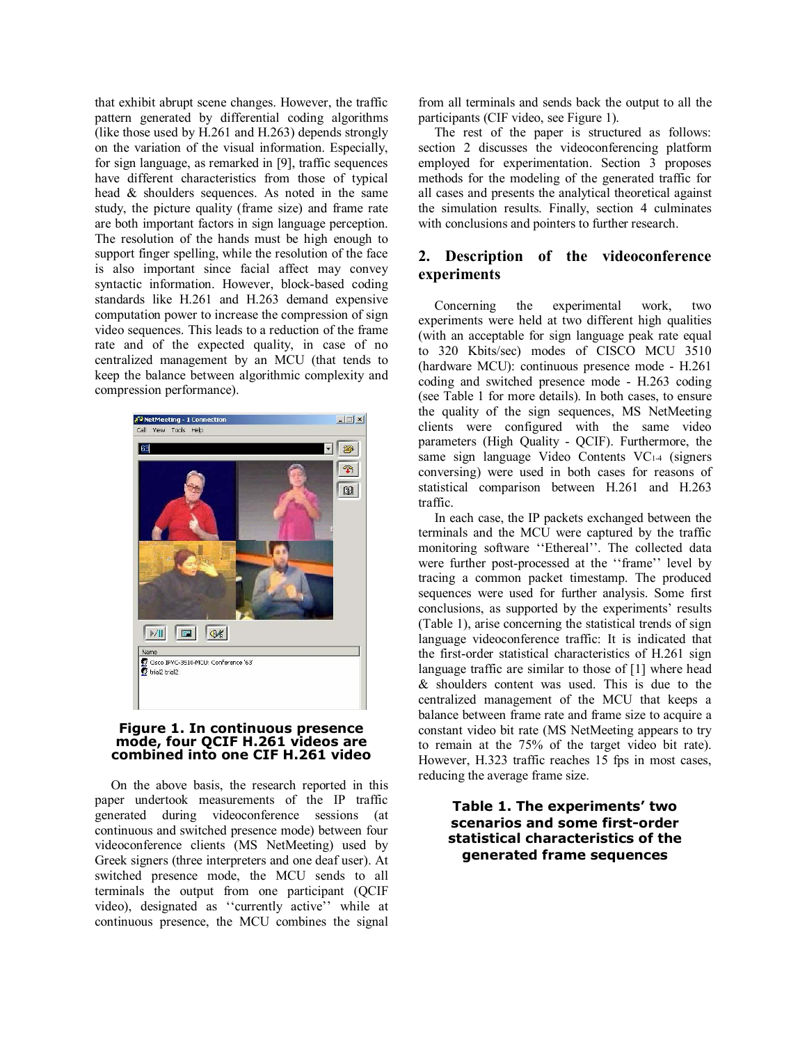that exhibit abrupt scene changes. However, the traffic pattern generated by differential coding algorithms (like those used by H.261 and H.263) depends strongly on the variation of the visual information. Especially, for sign language, as remarked in [9], traffic sequences have different characteristics from those of typical head & shoulders sequences. As noted in the same study, the picture quality (frame size) and frame rate are both important factors in sign language perception. The resolution of the hands must be high enough to support finger spelling, while the resolution of the face is also important since facial affect may convey syntactic information. However, block-based coding standards like H.261 and H.263 demand expensive computation power to increase the compression of sign video sequences. This leads to a reduction of the frame rate and of the expected quality, in case of no centralized management by an MCU (that tends to keep the balance between algorithmic complexity and compression performance).

**Figure 1. In continuous presence mode, four QCIF H.261 videos are combined into one CIF H.261 video**

On the above basis, the research reported in this paper undertook measurements of the IP traffic generated during videoconference sessions (at continuous and switched presence mode) between four videoconference clients (MS NetMeeting) used by Greek signers (three interpreters and one deaf user). At switched presence mode, the MCU sends to all terminals the output from one participant (QCIF video), designated as ''currently active'' while at continuous presence, the MCU combines the signal from all terminals and sends back the output to all the participants (CIF video, see Figure 1).

The rest of the paper is structured as follows: section 2 discusses the videoconferencing platform employed for experimentation. Section 3 proposes methods for the modeling of the generated traffic for all cases and presents the analytical theoretical against the simulation results. Finally, section 4 culminates with conclusions and pointers to further research.

## 2. Description of the videoconference experiments

Concerning the experimental work, two experiments were held at two different high qualities (with an acceptable for sign language peak rate equal to 320 Kbits/sec) modes of CISCO MCU 3510 (hardware MCU): continuous presence mode - H.261 coding and switched presence mode - H.263 coding (see Table 1 for more details). In both cases, to ensure the quality of the sign sequences, MS NetMeeting clients were configured with the same video parameters (High Quality - QCIF). Furthermore, the same sign language Video Contents $VC_{1\text{-}4}$ (signers conversing) were used in both cases for reasons of statistical comparison between H.261 and H.263 traffic.

In each case, the IP packets exchanged between the terminals and the MCU were captured by the traffic monitoring software ''Ethereal''. The collected data were further post-processed at the ''frame'' level by tracing a common packet timestamp. The produced sequences were used for further analysis. Some first conclusions, as supported by the experiments' results (Table 1), arise concerning the statistical trends of sign language videoconference traffic: It is indicated that the first-order statistical characteristics of H.261 sign language traffic are similar to those of [1] where head & shoulders content was used. This is due to the centralized management of the MCU that keeps a balance between frame rate and frame size to acquire a constant video bit rate (MS NetMeeting appears to try to remain at the 75% of the target video bit rate). However, H.323 traffic reaches 15 fps in most cases, reducing the average frame size.

**Table 1. The experiments' two scenarios and some first-order statistical characteristics of the generated frame sequences**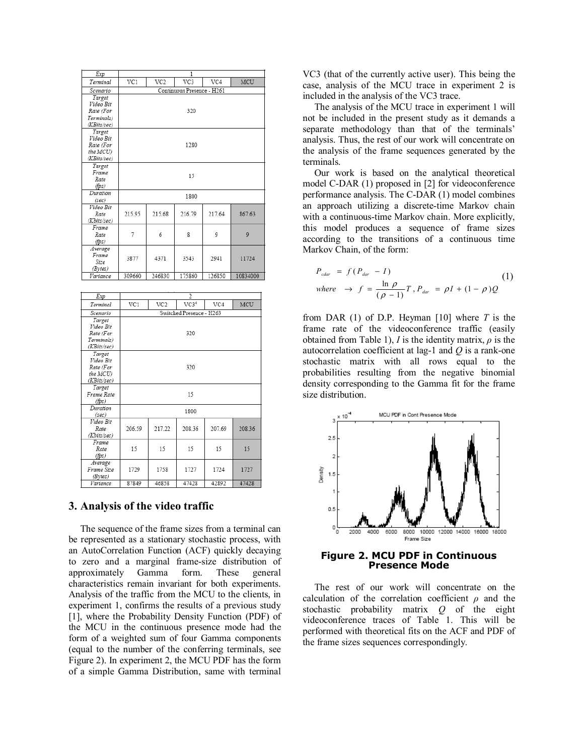| Exp | 1 | | | | |
|---|---|---|---|---|---|
| Terminal | VC1 | VC2 | VC3 | VC4 | MCU |
| Scenario | Continuous Presence - H261 | | | | |
| Target Video Bit Rate (For Terminals) (KBits/sec) | 320 | | | | |
| Target Video Bit Rate (For the MCU) (KBits/sec) | 1280 | | | | |
| Target Frame Rate (fps) | 15 | | | | |
| Duration (sec) | 1800 | | | | |
| Video Bit Rate (Kbits/sec) | 215.95 | 215.68 | 216.79 | 217.64 | 867.63 |
| Frame Rate (fps) | 7 | 6 | 8 | 9 | 9 |
| Average Frame Size (Bytes) | 3877 | 4371 | 3543 | 2941 | 11724 |
| Variance | 309660 | 246830 | 175860 | 126850 | 10834000 |

| Exp | 2 | | | | |
|---|---|---|---|---|---|
| Terminal | VC1 | VC2 | VC3* | VC4 | MCU |
| Scenario | Switched Presence - H263 | | | | |
| Target Video Bit Rate (For Terminals) (KBits/sec) | 320 | | | | |
| Target Video Bit Rate (For the MCU) (KBits/sec) | 320 | | | | |
| Target Frame Rate (fps) | 15 | | | | |
| Duration (sec) | 1800 | | | | |
| Video Bit Rate (Kbits/sec) | 206.59 | 217.22 | 208.36 | 207.69 | 208.36 |
| Frame Rate (fps) | 15 | 15 | 15 | 15 | 15 |
| Average Frame Size (Bytes) | 1729 | 1758 | 1727 | 1724 | 1727 |
| Variance | 87849 | 46858 | 47428 | 42892 | 47428 |

## 3. Analysis of the video traffic

The sequence of the frame sizes from a terminal can be represented as a stationary stochastic process, with an AutoCorrelation Function (ACF) quickly decaying to zero and a marginal frame-size distribution of approximately Gamma form. These general characteristics remain invariant for both experiments. Analysis of the traffic from the MCU to the clients, in experiment 1, confirms the results of a previous study [1], where the Probability Density Function (PDF) of the MCU in the continuous presence mode had the form of a weighted sum of four Gamma components (equal to the number of the conferring terminals, see Figure 2). In experiment 2, the MCU PDF has the form of a simple Gamma Distribution, same with terminal VC3 (that of the currently active user). This being the case, analysis of the MCU trace in experiment 2 is included in the analysis of the VC3 trace.

The analysis of the MCU trace in experiment 1 will not be included in the present study as it demands a separate methodology than that of the terminals' analysis. Thus, the rest of our work will concentrate on the analysis of the frame sequences generated by the terminals.

Our work is based on the analytical theoretical model C-DAR (1) proposed in [2] for videoconference performance analysis. The C-DAR (1) model combines an approach utilizing a discrete-time Markov chain with a continuous-time Markov chain. More explicitly, this model produces a sequence of frame sizes according to the transitions of a continuous time Markov Chain, of the form:

$$
\begin{aligned}
P_{cdar} &= f(P_{dar} - I) \\
where &\rightarrow f = \frac{\ln \rho}{(\rho - 1)} T, \; P_{dar} = \rho I + (1 - \rho) Q
\end{aligned}
\tag{1}
$$

from DAR (1) of D.P. Heyman [10] where $T$ is the frame rate of the videoconference traffic (easily obtained from Table 1), $I$ is the identity matrix, $\rho$ is the autocorrelation coefficient at lag-1 and $Q$ is a rank-one stochastic matrix with all rows equal to the probabilities resulting from the negative binomial density corresponding to the Gamma fit for the frame size distribution.

**Figure 2. MCU PDF in Continuous Presence Mode**

The rest of our work will concentrate on the calculation of the correlation coefficient $\rho$ and the stochastic probability matrix $Q$ of the eight videoconference traces of Table 1. This will be performed with theoretical fits on the ACF and PDF of the frame sizes sequences correspondingly.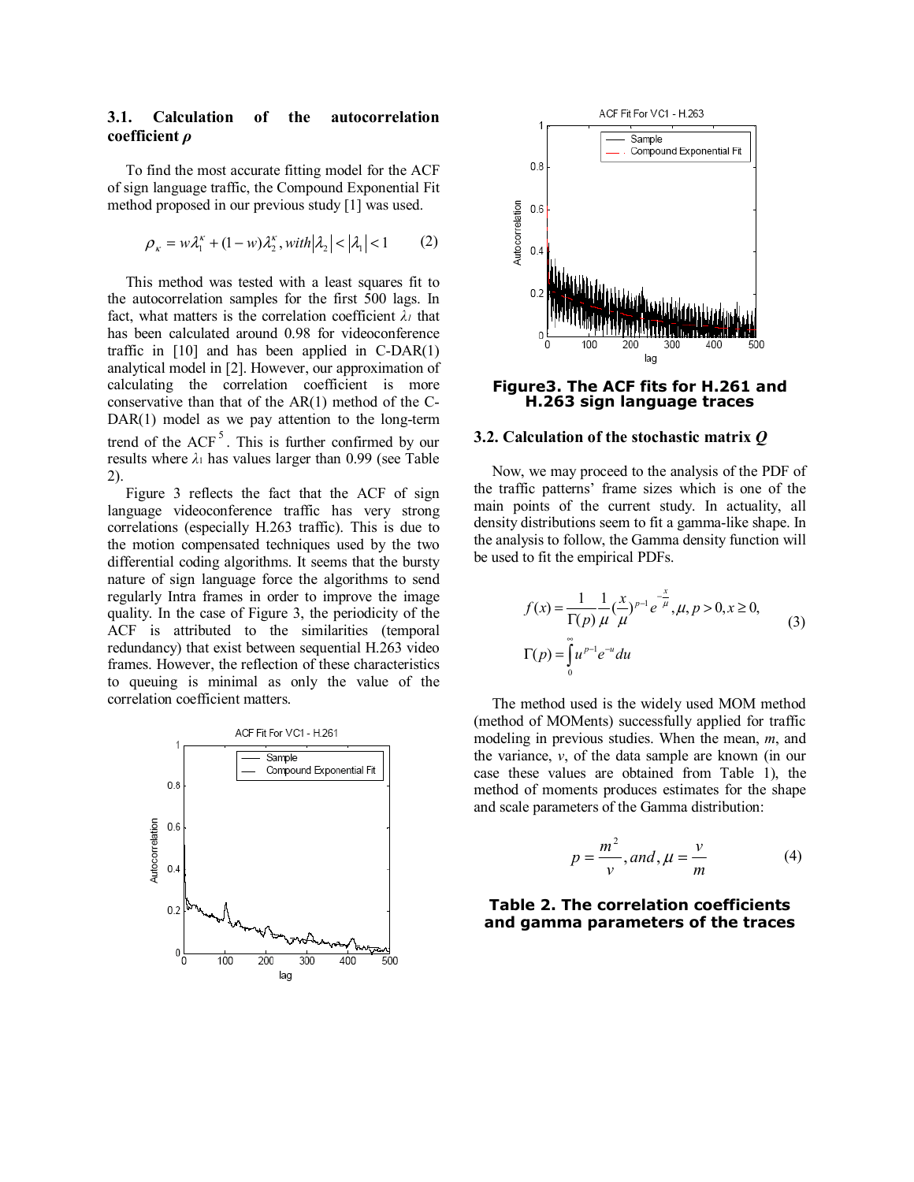### 3.1. Calculation of the autocorrelation coefficient *ρ*

To find the most accurate fitting model for the ACF of sign language traffic, the Compound Exponential Fit method proposed in our previous study [1] was used.

$$\rho_{\kappa} = w\lambda_1^{\kappa} + (1-w)\lambda_2^{\kappa}, with |\lambda_2| < |\lambda_1| < 1 \quad (2)$$

This method was tested with a least squares fit to the autocorrelation samples for the first 500 lags. In fact, what matters is the correlation coefficient $\lambda_1$ that has been calculated around 0.98 for videoconference traffic in [10] and has been applied in C-DAR(1) analytical model in [2]. However, our approximation of calculating the correlation coefficient is more conservative than that of the AR(1) method of the C-DAR(1) model as we pay attention to the long-term trend of the ACF [5]. This is further confirmed by our results where $\lambda_1$ has values larger than 0.99 (see Table 2).

Figure 3 reflects the fact that the ACF of sign language videoconference traffic has very strong correlations (especially H.263 traffic). This is due to the motion compensated techniques used by the two differential coding algorithms. It seems that the bursty nature of sign language force the algorithms to send regularly Intra frames in order to improve the image quality. In the case of Figure 3, the periodicity of the ACF is attributed to the similarities (temporal redundancy) that exist between sequential H.263 video frames. However, the reflection of these characteristics to queuing is minimal as only the value of the correlation coefficient matters.

**Figure3. The ACF fits for H.261 and H.263 sign language traces**

### 3.2. Calculation of the stochastic matrix *Q*

Now, we may proceed to the analysis of the PDF of the traffic patterns' frame sizes which is one of the main points of the current study. In actuality, all density distributions seem to fit a gamma-like shape. In the analysis to follow, the Gamma density function will be used to fit the empirical PDFs.

$$f(x) = \frac{1}{\Gamma(p)}\frac{1}{\mu}\left(\frac{x}{\mu}\right)^{p-1} e^{-\frac{x}{\mu}}, \mu, p > 0, x \geq 0,$$
$$\Gamma(p) = \int_0^{\infty} u^{p-1} e^{-u} du \quad (3)$$

The method used is the widely used MOM method (method of MOMents) successfully applied for traffic modeling in previous studies. When the mean, *m*, and the variance, *v*, of the data sample are known (in our case these values are obtained from Table 1), the method of moments produces estimates for the shape and scale parameters of the Gamma distribution:

$$p = \frac{m^2}{v}, and, \mu = \frac{v}{m} \quad (4)$$

**Table 2. The correlation coefficients and gamma parameters of the traces**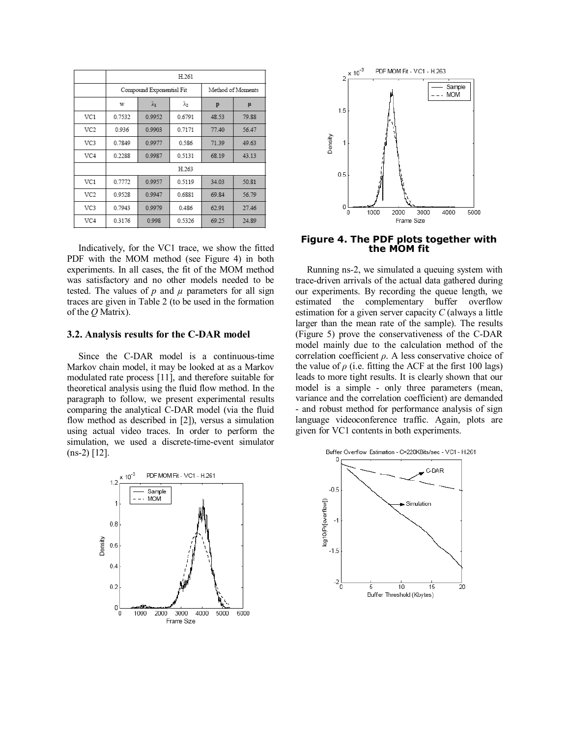| | H.261 | | | | |
|---|---|---|---|---|---|
| | Compound Exponential Fit | | | Method of Moments | |
| | w | $\lambda_1$ | $\lambda_2$ | p | μ |
| VC1 | 0.7532 | 0.9952 | 0.6791 | 48.53 | 79.88 |
| VC2 | 0.936 | 0.9903 | 0.7171 | 77.40 | 56.47 |
| VC3 | 0.7849 | 0.9977 | 0.586 | 71.39 | 49.63 |
| VC4 | 0.2288 | 0.9987 | 0.5131 | 68.19 | 43.13 |
| | H.263 | | | | |
| VC1 | 0.7772 | 0.9957 | 0.5119 | 34.03 | 50.81 |
| VC2 | 0.9528 | 0.9947 | 0.6881 | 69.84 | 56.79 |
| VC3 | 0.7943 | 0.9979 | 0.486 | 62.91 | 27.46 |
| VC4 | 0.3176 | 0.998 | 0.5326 | 69.25 | 24.89 |

Indicatively, for the VC1 trace, we show the fitted PDF with the MOM method (see Figure 4) in both experiments. In all cases, the fit of the MOM method was satisfactory and no other models needed to be tested. The values of $p$ and $\mu$ parameters for all sign traces are given in Table 2 (to be used in the formation of the $Q$ Matrix).

### 3.2. Analysis results for the C-DAR model

Since the C-DAR model is a continuous-time Markov chain model, it may be looked at as a Markov modulated rate process [11], and therefore suitable for theoretical analysis using the fluid flow method. In the paragraph to follow, we present experimental results comparing the analytical C-DAR model (via the fluid flow method as described in [2]), versus a simulation using actual video traces. In order to perform the simulation, we used a discrete-time-event simulator (ns-2) [12].

**Figure 4. The PDF plots together with the MOM fit**

Running ns-2, we simulated a queuing system with trace-driven arrivals of the actual data gathered during our experiments. By recording the queue length, we estimated the complementary buffer overflow estimation for a given server capacity $C$ (always a little larger than the mean rate of the sample). The results (Figure 5) prove the conservativeness of the C-DAR model mainly due to the calculation method of the correlation coefficient $\rho$. A less conservative choice of the value of $\rho$ (i.e. fitting the ACF at the first 100 lags) leads to more tight results. It is clearly shown that our model is a simple - only three parameters (mean, variance and the correlation coefficient) are demanded - and robust method for performance analysis of sign language videoconference traffic. Again, plots are given for VC1 contents in both experiments.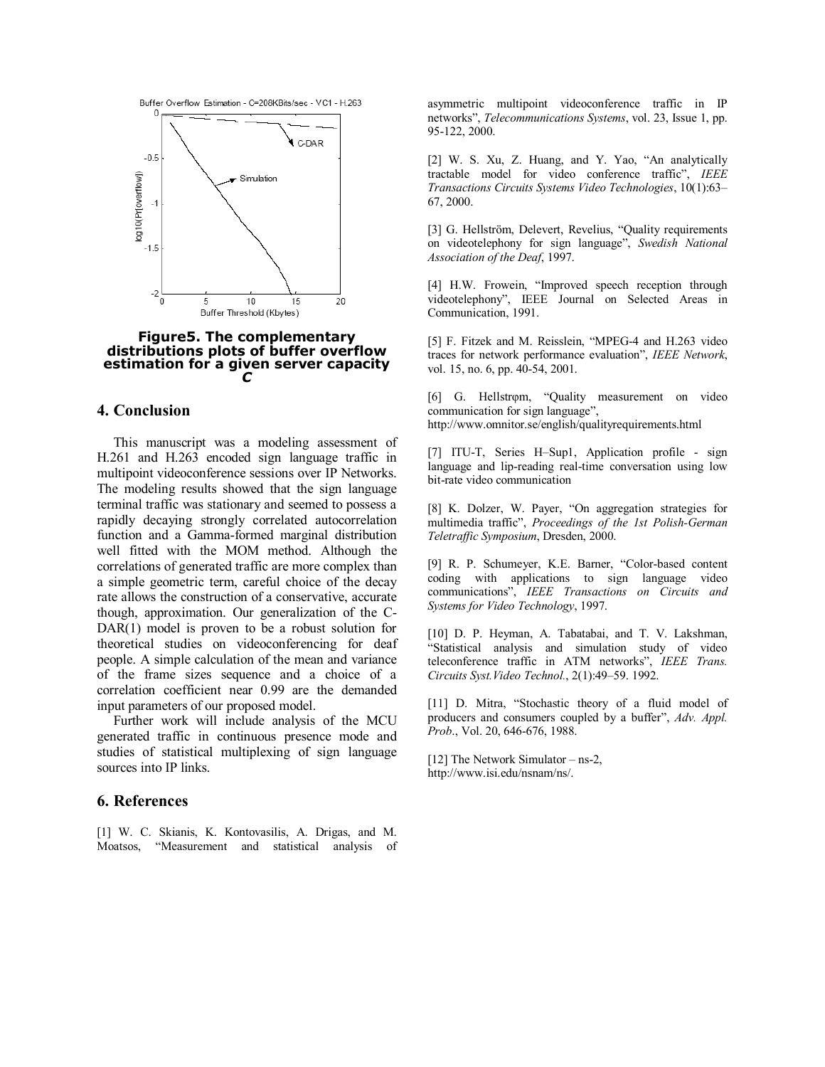Buffer Overflow Estimation - C=208KBits/sec - VC1 - H.263

0

-0.5

-1

-1.5

-2

log10(Pr[overflow])

0 5 10 15 20

Buffer Threshold (Kbytes)

C-DAR

Simulation

**Figure5. The complementary distributions plots of buffer overflow estimation for a given server capacity *C***

## 4. Conclusion

This manuscript was a modeling assessment of H.261 and H.263 encoded sign language traffic in multipoint videoconference sessions over IP Networks. The modeling results showed that the sign language terminal traffic was stationary and seemed to possess a rapidly decaying strongly correlated autocorrelation function and a Gamma-formed marginal distribution well fitted with the MOM method. Although the correlations of generated traffic are more complex than a simple geometric term, careful choice of the decay rate allows the construction of a conservative, accurate though, approximation. Our generalization of the C-DAR(1) model is proven to be a robust solution for theoretical studies on videoconferencing for deaf people. A simple calculation of the mean and variance of the frame sizes sequence and a choice of a correlation coefficient near 0.99 are the demanded input parameters of our proposed model.

Further work will include analysis of the MCU generated traffic in continuous presence mode and studies of statistical multiplexing of sign language sources into IP links.

## 6. References

[1] W. C. Skianis, K. Kontovasilis, A. Drigas, and M. Moatsos, "Measurement and statistical analysis of asymmetric multipoint videoconference traffic in IP networks", *Telecommunications Systems*, vol. 23, Issue 1, pp. 95-122, 2000.

[2] W. S. Xu, Z. Huang, and Y. Yao, "An analytically tractable model for video conference traffic", *IEEE Transactions Circuits Systems Video Technologies*, 10(1):63–67, 2000.

[3] G. Hellström, Delevert, Revelius, "Quality requirements on videotelephony for sign language", *Swedish National Association of the Deaf*, 1997.

[4] H.W. Frowein, "Improved speech reception through videotelephony", IEEE Journal on Selected Areas in Communication, 1991.

[5] F. Fitzek and M. Reisslein, "MPEG-4 and H.263 video traces for network performance evaluation", *IEEE Network*, vol. 15, no. 6, pp. 40-54, 2001.

[6] G. Hellstrφm, "Quality measurement on video communication for sign language", http://www.omnitor.se/english/qualityrequirements.html

[7] ITU-T, Series H–Sup1, Application profile - sign language and lip-reading real-time conversation using low bit-rate video communication

[8] K. Dolzer, W. Payer, "On aggregation strategies for multimedia traffic", *Proceedings of the 1st Polish-German Teletraffic Symposium*, Dresden, 2000.

[9] R. P. Schumeyer, K.E. Barner, "Color-based content coding with applications to sign language video communications", *IEEE Transactions on Circuits and Systems for Video Technology*, 1997.

[10] D. P. Heyman, A. Tabatabai, and T. V. Lakshman, "Statistical analysis and simulation study of video teleconference traffic in ATM networks", *IEEE Trans. Circuits Syst.Video Technol.*, 2(1):49–59. 1992.

[11] D. Mitra, "Stochastic theory of a fluid model of producers and consumers coupled by a buffer", *Adv. Appl. Prob*., Vol. 20, 646-676, 1988.

[12] The Network Simulator – ns-2, http://www.isi.edu/nsnam/ns/.